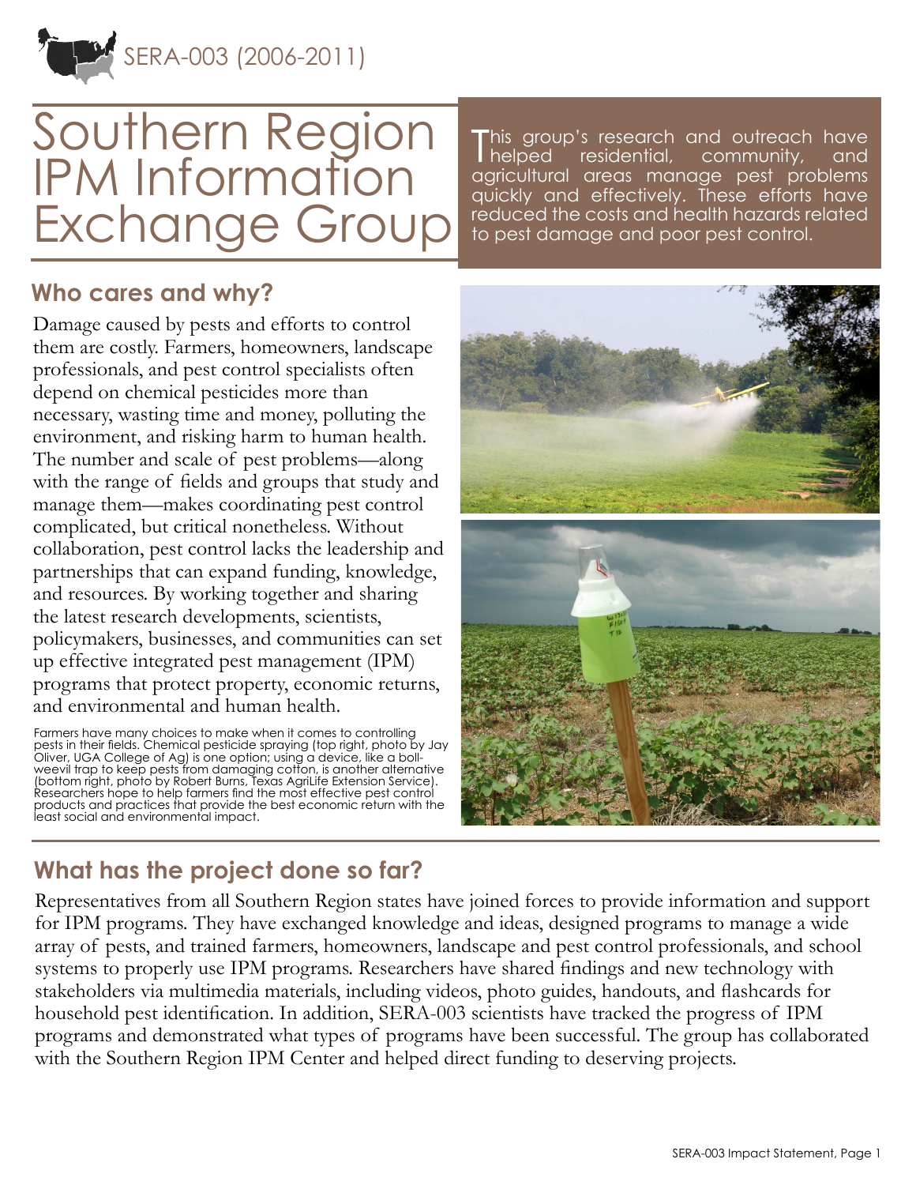SERA-003 (2006-2011)

# Southern Region IPM Information Exchange Group

This group's research and outreach have helped residential, community, and agricultural areas manage pest problems quickly and effectively. These efforts have reduced the costs and health hazards related to pest damage and poor pest control.

## Who cares and why?

Damage caused by pests and efforts to control them are costly. Farmers, homeowners, landscape professionals, and pest control specialists often depend on chemical pesticides more than necessary, wasting time and money, polluting the environment, and risking harm to human health. The number and scale of pest problems—along with the range of fields and groups that study and manage them—makes coordinating pest control complicated, but critical nonetheless. Without collaboration, pest control lacks the leadership and partnerships that can expand funding, knowledge, and resources. By working together and sharing the latest research developments, scientists, policymakers, businesses, and communities can set up effective integrated pest management (IPM) programs that protect property, economic returns, and environmental and human health.

Farmers have many choices to make when it comes to controlling pests in their fields. Chemical pesticide spraying (top right, photo by Jay Oliver, UGA College of Ag) is one option; using a device, like a boll-weevil trap to keep pests from damaging cotton, is another alternative (bottom right, photo by Robert Burns, Texas AgriLife Extension Service). Researchers hope to help farmers find the most effective pest control products and practices that provide the best economic return with the least social and environmental impact.

## What has the project done so far?

Representatives from all Southern Region states have joined forces to provide information and support for IPM programs. They have exchanged knowledge and ideas, designed programs to manage a wide array of pests, and trained farmers, homeowners, landscape and pest control professionals, and school systems to properly use IPM programs. Researchers have shared findings and new technology with stakeholders via multimedia materials, including videos, photo guides, handouts, and flashcards for household pest identification. In addition, SERA-003 scientists have tracked the progress of IPM programs and demonstrated what types of programs have been successful. The group has collaborated with the Southern Region IPM Center and helped direct funding to deserving projects.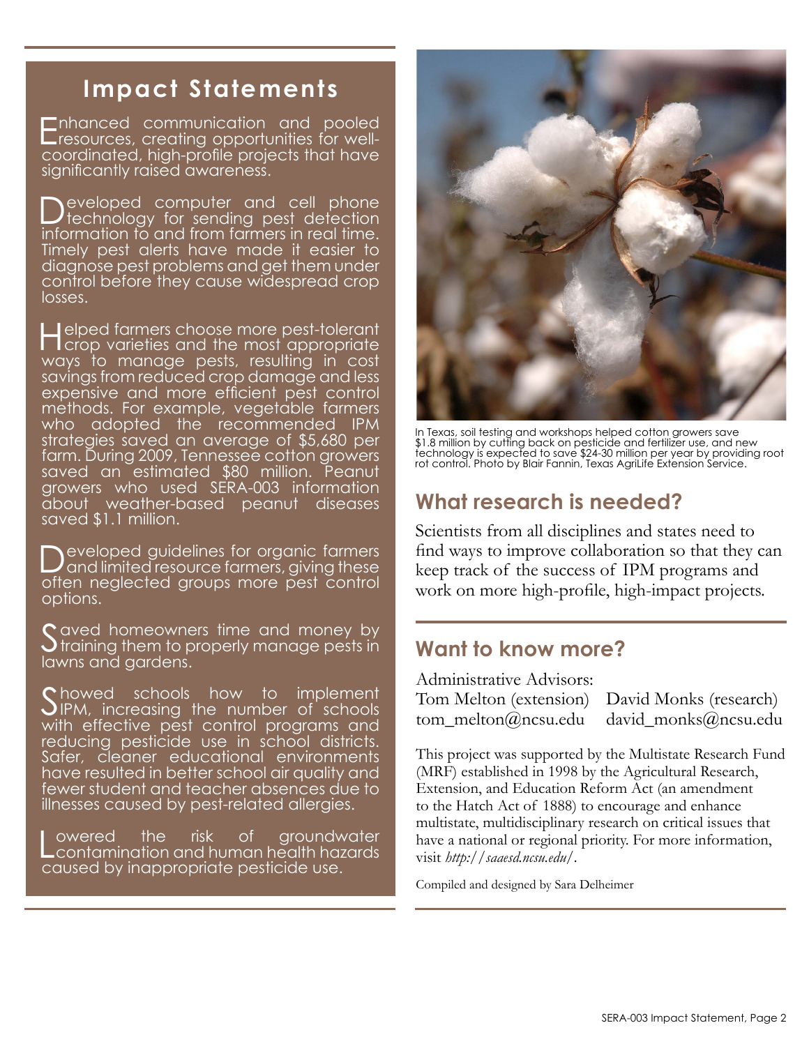## Impact Statements

Enhanced communication and pooled resources, creating opportunities for well-coordinated, high-profile projects that have significantly raised awareness.

Developed computer and cell phone technology for sending pest detection information to and from farmers in real time. Timely pest alerts have made it easier to diagnose pest problems and get them under control before they cause widespread crop losses.

Helped farmers choose more pest-tolerant crop varieties and the most appropriate ways to manage pests, resulting in cost savings from reduced crop damage and less expensive and more efficient pest control methods. For example, vegetable farmers who adopted the recommended IPM strategies saved an average of $5,680 per farm. During 2009, Tennessee cotton growers saved an estimated $80 million. Peanut growers who used SERA-003 information about weather-based peanut diseases saved $1.1 million.

Developed guidelines for organic farmers and limited resource farmers, giving these often neglected groups more pest control options.

Saved homeowners time and money by training them to properly manage pests in lawns and gardens.

Showed schools how to implement IPM, increasing the number of schools with effective pest control programs and reducing pesticide use in school districts. Safer, cleaner educational environments have resulted in better school air quality and fewer student and teacher absences due to illnesses caused by pest-related allergies.

Lowered the risk of groundwater contamination and human health hazards caused by inappropriate pesticide use.

In Texas, soil testing and workshops helped cotton growers save $1.8 million by cutting back on pesticide and fertilizer use, and new technology is expected to save $24-30 million per year by providing root rot control. Photo by Blair Fannin, Texas AgriLife Extension Service.

## What research is needed?

Scientists from all disciplines and states need to find ways to improve collaboration so that they can keep track of the success of IPM programs and work on more high-profile, high-impact projects.

## Want to know more?

Administrative Advisors:

Tom Melton (extension) tom_melton@ncsu.edu

David Monks (research) david_monks@ncsu.edu

This project was supported by the Multistate Research Fund (MRF) established in 1998 by the Agricultural Research, Extension, and Education Reform Act (an amendment to the Hatch Act of 1888) to encourage and enhance multistate, multidisciplinary research on critical issues that have a national or regional priority. For more information, visit *http://saaesd.ncsu.edu/*.

Compiled and designed by Sara Delheimer